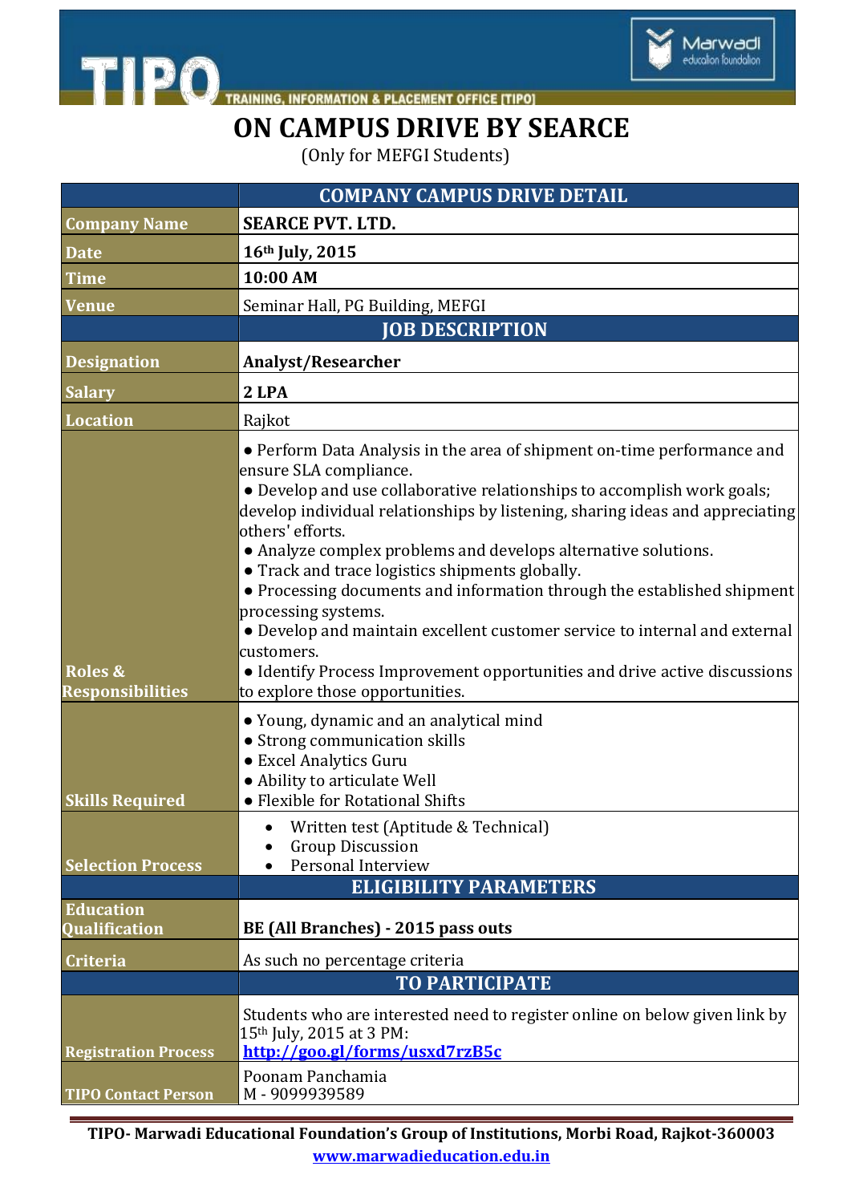# ON CAMPUS DRIVE BY SEARCE

(Only for MEFGI Students)

| | COMPANY CAMPUS DRIVE DETAIL |
|---|---|
| Company Name | **SEARCE PVT. LTD.** |
| Date | **16th July, 2015** |
| Time | **10:00 AM** |
| Venue | Seminar Hall, PG Building, MEFGI |
| | **JOB DESCRIPTION** |
| Designation | **Analyst/Researcher** |
| Salary | **2 LPA** |
| Location | Rajkot |
| Roles & Responsibilities | ● Perform Data Analysis in the area of shipment on-time performance and ensure SLA compliance.<br>● Develop and use collaborative relationships to accomplish work goals; develop individual relationships by listening, sharing ideas and appreciating others' efforts.<br>● Analyze complex problems and develops alternative solutions.<br>● Track and trace logistics shipments globally.<br>● Processing documents and information through the established shipment processing systems.<br>● Develop and maintain excellent customer service to internal and external customers.<br>● Identify Process Improvement opportunities and drive active discussions to explore those opportunities. |
| Skills Required | ● Young, dynamic and an analytical mind<br>● Strong communication skills<br>● Excel Analytics Guru<br>● Ability to articulate Well<br>● Flexible for Rotational Shifts |
| Selection Process | • Written test (Aptitude & Technical)<br>• Group Discussion<br>• Personal Interview |
| | **ELIGIBILITY PARAMETERS** |
| Education Qualification | **BE (All Branches) - 2015 pass outs** |
| Criteria | As such no percentage criteria |
| | **TO PARTICIPATE** |
| Registration Process | Students who are interested need to register online on below given link by 15th July, 2015 at 3 PM:<br>**http://goo.gl/forms/usxd7rzB5c** |
| TIPO Contact Person | Poonam Panchamia<br>M - 9099939589 |

**TIPO- Marwadi Educational Foundation's Group of Institutions, Morbi Road, Rajkot-360003**

**www.marwadieducation.edu.in**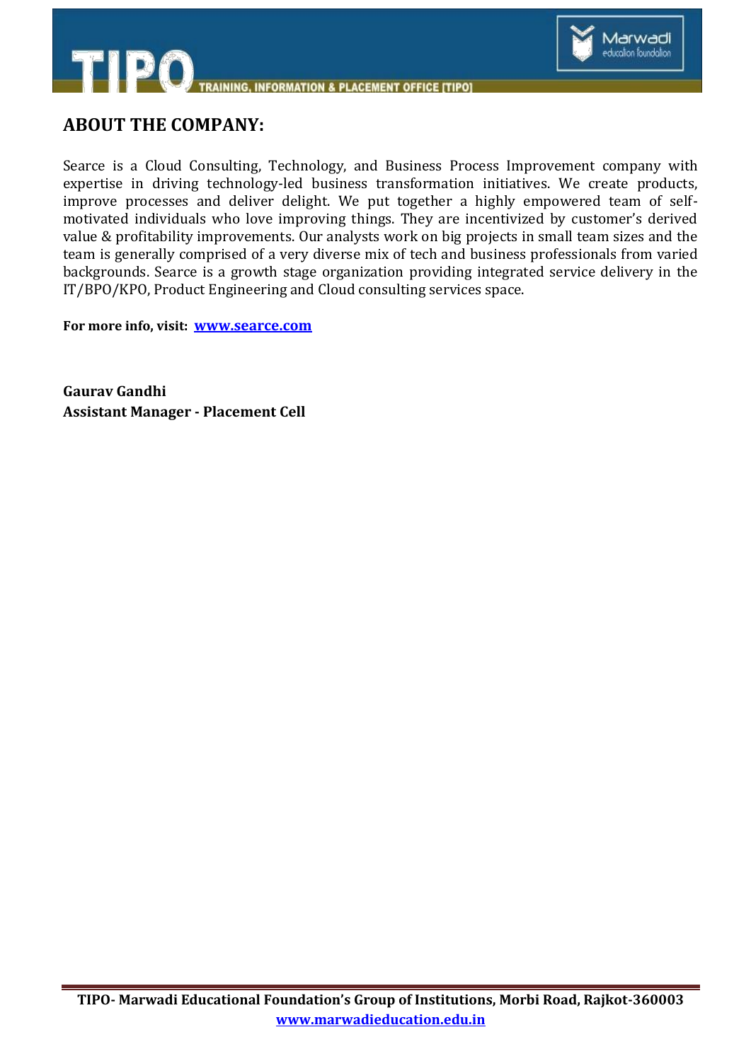## ABOUT THE COMPANY:

Searce is a Cloud Consulting, Technology, and Business Process Improvement company with expertise in driving technology-led business transformation initiatives. We create products, improve processes and deliver delight. We put together a highly empowered team of self-motivated individuals who love improving things. They are incentivized by customer's derived value & profitability improvements. Our analysts work on big projects in small team sizes and the team is generally comprised of a very diverse mix of tech and business professionals from varied backgrounds. Searce is a growth stage organization providing integrated service delivery in the IT/BPO/KPO, Product Engineering and Cloud consulting services space.

**For more info, visit: [www.searce.com](http://www.searce.com)**

**Gaurav Gandhi**
**Assistant Manager - Placement Cell**